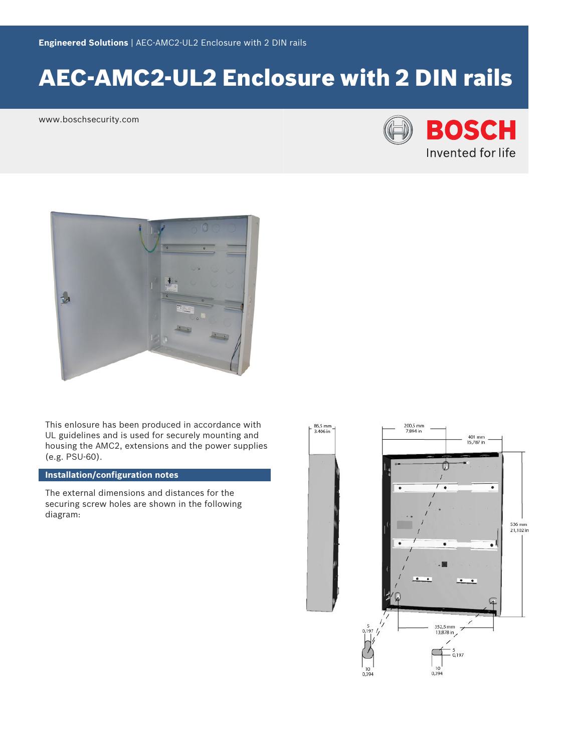Engineered Solutions | AEC-AMC2-UL2 Enclosure with 2 DIN rails

# AEC-AMC2-UL2 Enclosure with 2 DIN rails

www.boschsecurity.com

This enlosure has been produced in accordance with UL guidelines and is used for securely mounting and housing the AMC2, extensions and the power supplies (e.g. PSU-60).

## Installation/configuration notes

The external dimensions and distances for the securing screw holes are shown in the following diagram: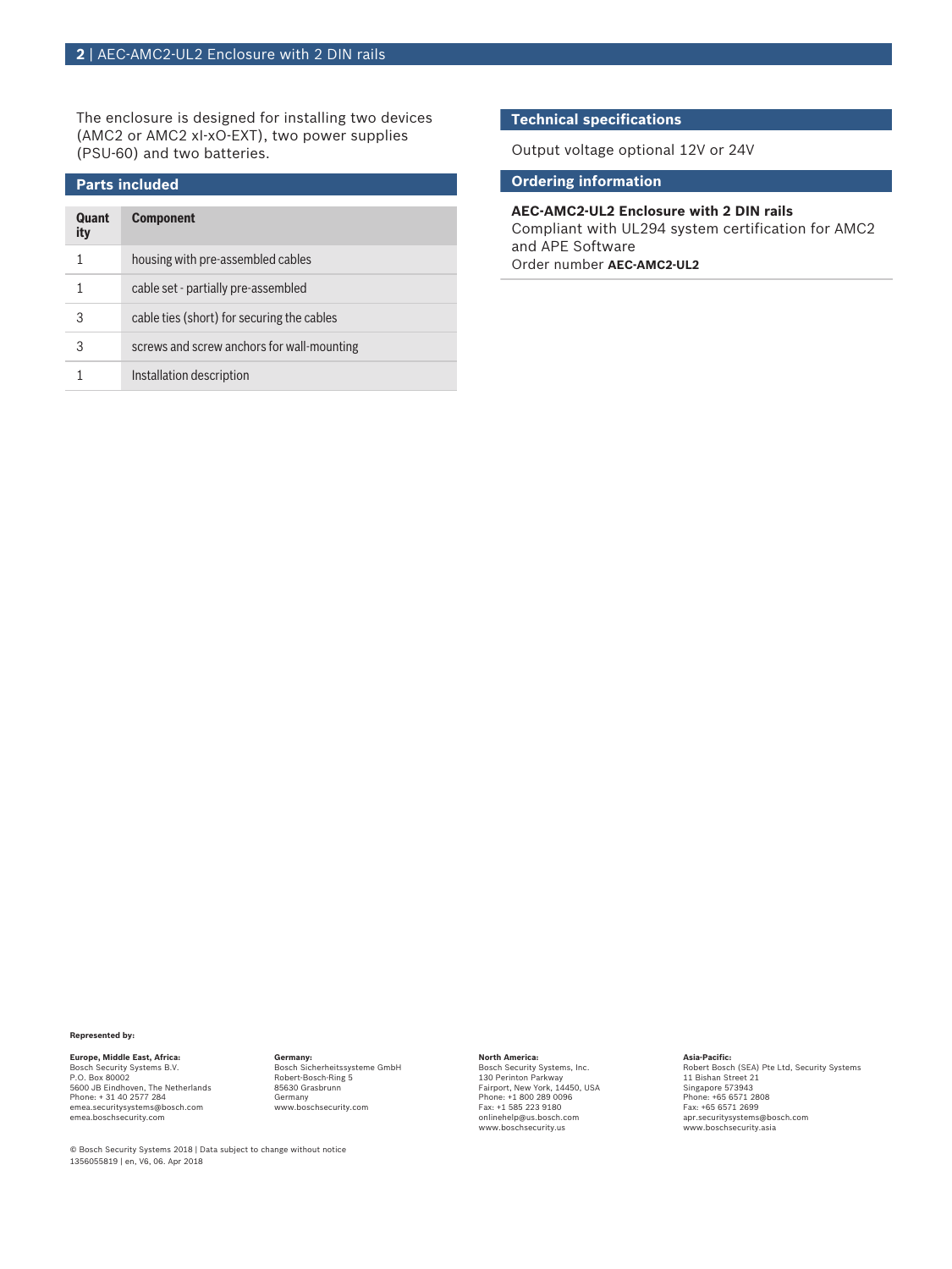The enclosure is designed for installing two devices (AMC2 or AMC2 xI-xO-EXT), two power supplies (PSU-60) and two batteries.

## Parts included

| Quantity | Component |
| --- | --- |
| 1 | housing with pre-assembled cables |
| 1 | cable set - partially pre-assembled |
| 3 | cable ties (short) for securing the cables |
| 3 | screws and screw anchors for wall-mounting |
| 1 | Installation description |

## Technical specifications

Output voltage optional 12V or 24V

## Ordering information

**AEC-AMC2-UL2 Enclosure with 2 DIN rails**
Compliant with UL294 system certification for AMC2 and APE Software
Order number **AEC-AMC2-UL2**

**Represented by:**

**Europe, Middle East, Africa:**
Bosch Security Systems B.V.
P.O. Box 80002
5600 JB Eindhoven, The Netherlands
Phone: + 31 40 2577 284
emea.securitysystems@bosch.com
emea.boschsecurity.com

**Germany:**
Bosch Sicherheitssysteme GmbH
Robert-Bosch-Ring 5
85630 Grasbrunn
Germany
www.boschsecurity.com

**North America:**
Bosch Security Systems, Inc.
130 Perinton Parkway
Fairport, New York, 14450, USA
Phone: +1 800 289 0096
Fax: +1 585 223 9180
onlinehelp@us.bosch.com
www.boschsecurity.us

**Asia-Pacific:**
Robert Bosch (SEA) Pte Ltd, Security Systems
11 Bishan Street 21
Singapore 573943
Phone: +65 6571 2808
Fax: +65 6571 2699
apr.securitysystems@bosch.com
www.boschsecurity.asia

© Bosch Security Systems 2018 | Data subject to change without notice
1356055819 | en, V6, 06. Apr 2018